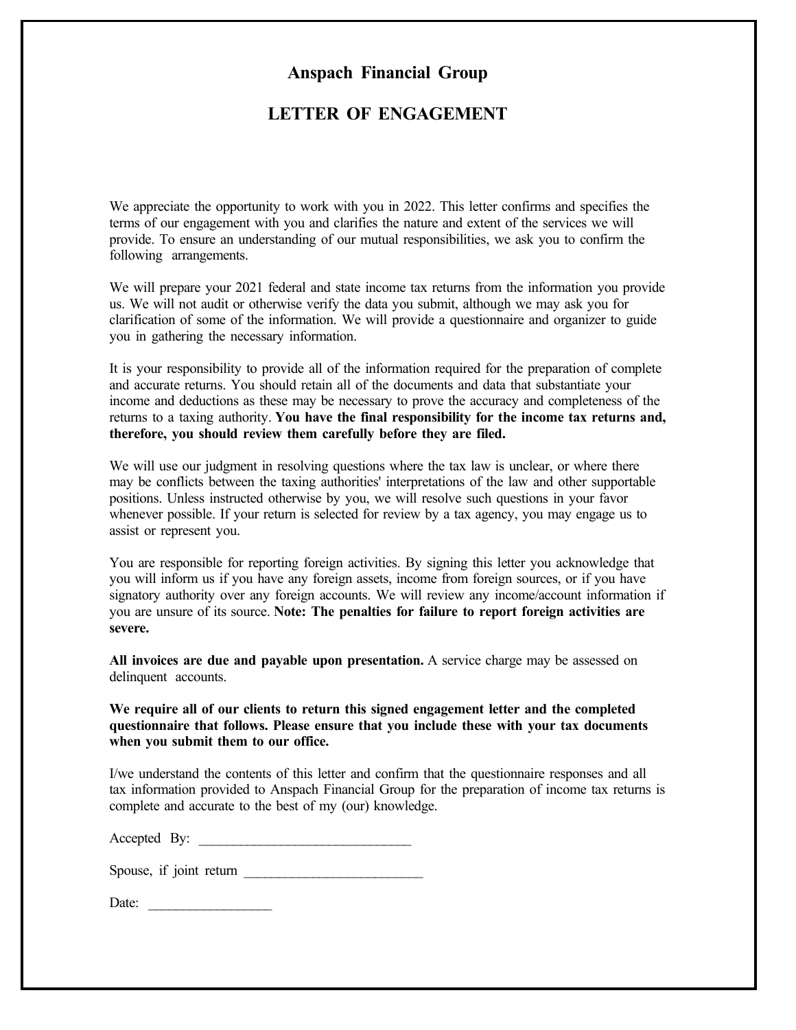# Anspach Financial Group

## LETTER OF ENGAGEMENT

We appreciate the opportunity to work with you in 2022. This letter confirms and specifies the terms of our engagement with you and clarifies the nature and extent of the services we will provide. To ensure an understanding of our mutual responsibilities, we ask you to confirm the following arrangements.

We will prepare your 2021 federal and state income tax returns from the information you provide us. We will not audit or otherwise verify the data you submit, although we may ask you for clarification of some of the information. We will provide a questionnaire and organizer to guide you in gathering the necessary information.

It is your responsibility to provide all of the information required for the preparation of complete and accurate returns. You should retain all of the documents and data that substantiate your income and deductions as these may be necessary to prove the accuracy and completeness of the returns to a taxing authority. **You have the final responsibility for the income tax returns and, therefore, you should review them carefully before they are filed.**

We will use our judgment in resolving questions where the tax law is unclear, or where there may be conflicts between the taxing authorities' interpretations of the law and other supportable positions. Unless instructed otherwise by you, we will resolve such questions in your favor whenever possible. If your return is selected for review by a tax agency, you may engage us to assist or represent you.

You are responsible for reporting foreign activities. By signing this letter you acknowledge that you will inform us if you have any foreign assets, income from foreign sources, or if you have signatory authority over any foreign accounts. We will review any income/account information if you are unsure of its source. **Note: The penalties for failure to report foreign activities are severe.**

**All invoices are due and payable upon presentation.** A service charge may be assessed on delinquent accounts.

**We require all of our clients to return this signed engagement letter and the completed questionnaire that follows. Please ensure that you include these with your tax documents when you submit them to our office.**

I/we understand the contents of this letter and confirm that the questionnaire responses and all tax information provided to Anspach Financial Group for the preparation of income tax returns is complete and accurate to the best of my (our) knowledge.

Accepted By: ______________________________

Spouse, if joint return __________________________

Date: _________________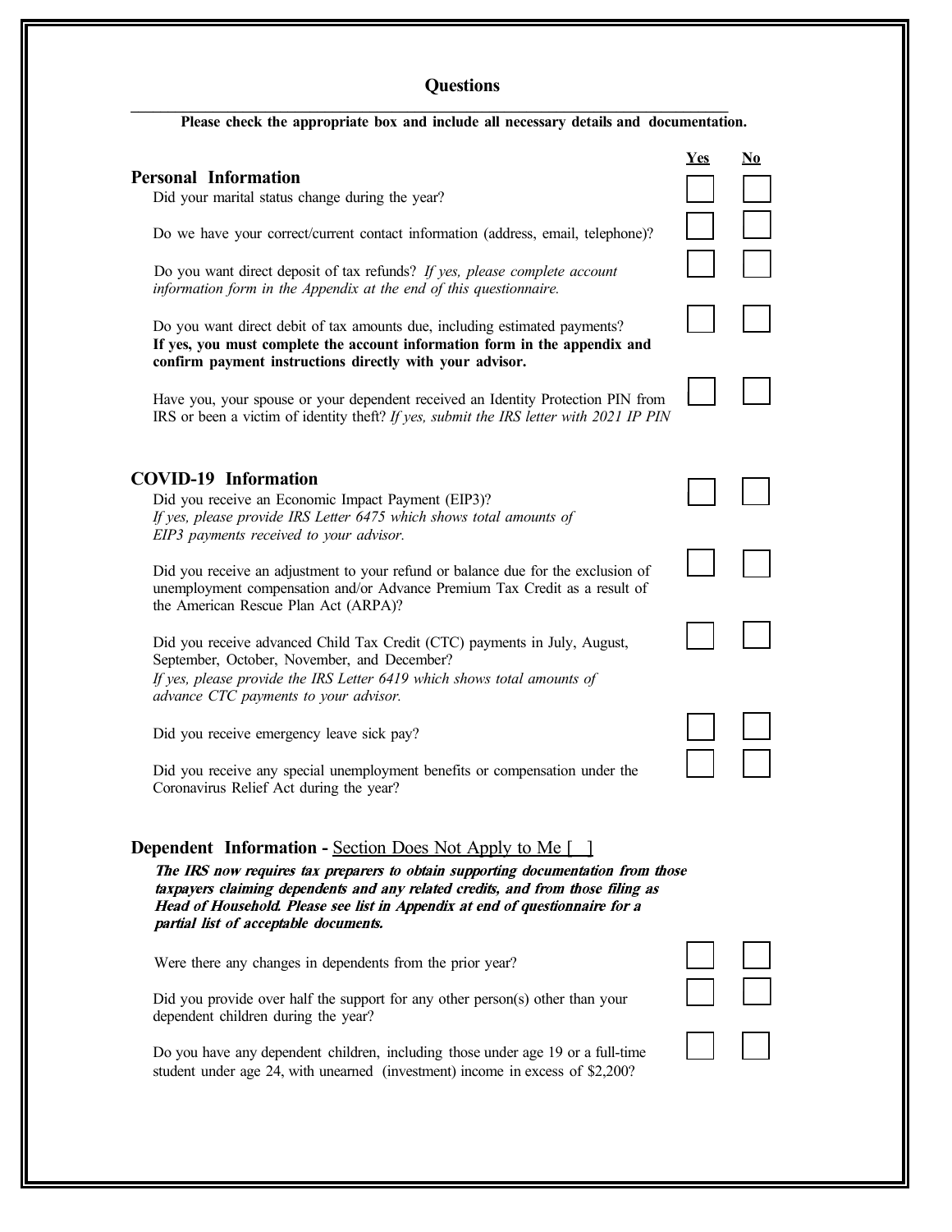## Questions

**Please check the appropriate box and include all necessary details and documentation.**

| | Yes | No |
|---|---|---|
| **Personal Information** | | |
| Did your marital status change during the year? | ☐ | ☐ |
| Do we have your correct/current contact information (address, email, telephone)? | ☐ | ☐ |
| Do you want direct deposit of tax refunds? *If yes, please complete account information form in the Appendix at the end of this questionnaire.* | ☐ | ☐ |
| Do you want direct debit of tax amounts due, including estimated payments? **If yes, you must complete the account information form in the appendix and confirm payment instructions directly with your advisor.** | ☐ | ☐ |
| Have you, your spouse or your dependent received an Identity Protection PIN from IRS or been a victim of identity theft? *If yes, submit the IRS letter with 2021 IP PIN* | ☐ | ☐ |
| **COVID-19 Information** | | |
| Did you receive an Economic Impact Payment (EIP3)? *If yes, please provide IRS Letter 6475 which shows total amounts of EIP3 payments received to your advisor.* | ☐ | ☐ |
| Did you receive an adjustment to your refund or balance due for the exclusion of unemployment compensation and/or Advance Premium Tax Credit as a result of the American Rescue Plan Act (ARPA)? | ☐ | ☐ |
| Did you receive advanced Child Tax Credit (CTC) payments in July, August, September, October, November, and December? *If yes, please provide the IRS Letter 6419 which shows total amounts of advance CTC payments to your advisor.* | ☐ | ☐ |
| Did you receive emergency leave sick pay? | ☐ | ☐ |
| Did you receive any special unemployment benefits or compensation under the Coronavirus Relief Act during the year? | ☐ | ☐ |

**Dependent Information -** Section Does Not Apply to Me [ ]

***The IRS now requires tax preparers to obtain supporting documentation from those taxpayers claiming dependents and any related credits, and from those filing as Head of Household. Please see list in Appendix at end of questionnaire for a partial list of acceptable documents.***

| | Yes | No |
|---|---|---|
| Were there any changes in dependents from the prior year? | ☐ | ☐ |
| Did you provide over half the support for any other person(s) other than your dependent children during the year? | ☐ | ☐ |
| Do you have any dependent children, including those under age 19 or a full-time student under age 24, with unearned (investment) income in excess of $2,200? | ☐ | ☐ |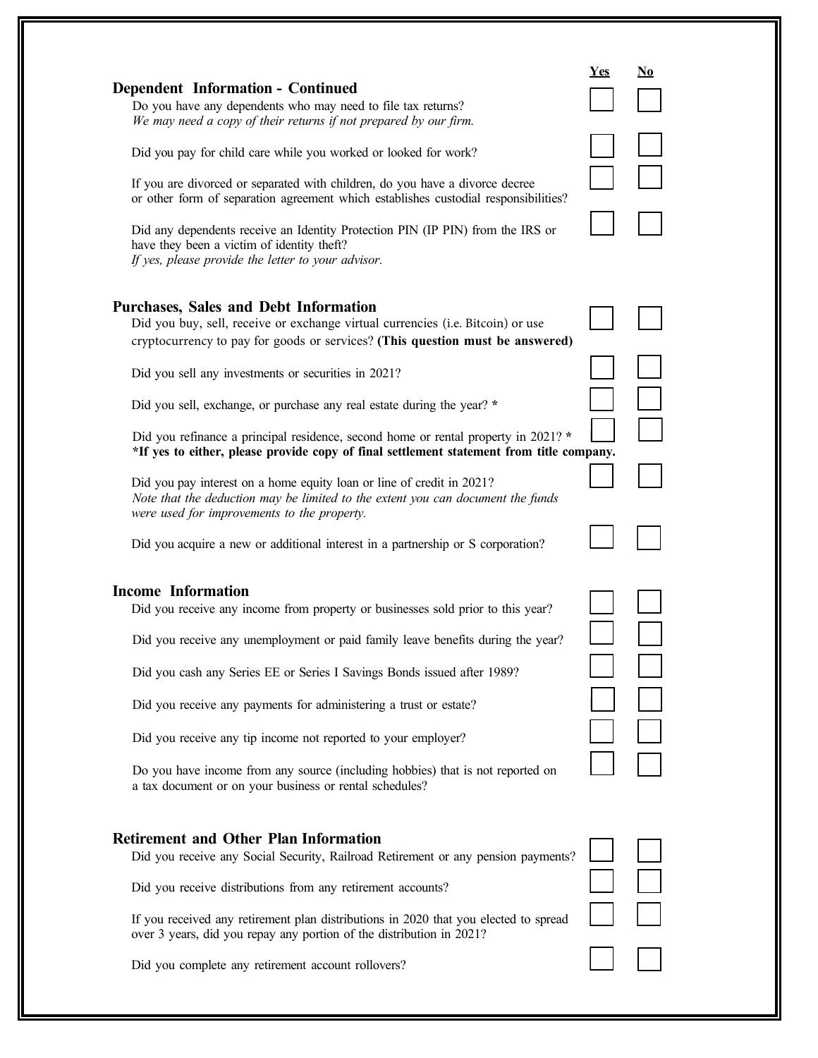| | Yes | No |
|---|---|---|
| **Dependent Information - Continued** | | |
| Do you have any dependents who may need to file tax returns? *We may need a copy of their returns if not prepared by our firm.* | ☐ | ☐ |
| Did you pay for child care while you worked or looked for work? | ☐ | ☐ |
| If you are divorced or separated with children, do you have a divorce decree or other form of separation agreement which establishes custodial responsibilities? | ☐ | ☐ |
| Did any dependents receive an Identity Protection PIN (IP PIN) from the IRS or have they been a victim of identity theft? *If yes, please provide the letter to your advisor.* | ☐ | ☐ |
| **Purchases, Sales and Debt Information** | | |
| Did you buy, sell, receive or exchange virtual currencies (i.e. Bitcoin) or use cryptocurrency to pay for goods or services? **(This question must be answered)** | ☐ | ☐ |
| Did you sell any investments or securities in 2021? | ☐ | ☐ |
| Did you sell, exchange, or purchase any real estate during the year? * | ☐ | ☐ |
| Did you refinance a principal residence, second home or rental property in 2021? * **\*If yes to either, please provide copy of final settlement statement from title company.** | ☐ | ☐ |
| Did you pay interest on a home equity loan or line of credit in 2021? *Note that the deduction may be limited to the extent you can document the funds were used for improvements to the property.* | ☐ | ☐ |
| Did you acquire a new or additional interest in a partnership or S corporation? | ☐ | ☐ |
| **Income Information** | | |
| Did you receive any income from property or businesses sold prior to this year? | ☐ | ☐ |
| Did you receive any unemployment or paid family leave benefits during the year? | ☐ | ☐ |
| Did you cash any Series EE or Series I Savings Bonds issued after 1989? | ☐ | ☐ |
| Did you receive any payments for administering a trust or estate? | ☐ | ☐ |
| Did you receive any tip income not reported to your employer? | ☐ | ☐ |
| Do you have income from any source (including hobbies) that is not reported on a tax document or on your business or rental schedules? | ☐ | ☐ |
| **Retirement and Other Plan Information** | | |
| Did you receive any Social Security, Railroad Retirement or any pension payments? | ☐ | ☐ |
| Did you receive distributions from any retirement accounts? | ☐ | ☐ |
| If you received any retirement plan distributions in 2020 that you elected to spread over 3 years, did you repay any portion of the distribution in 2021? | ☐ | ☐ |
| Did you complete any retirement account rollovers? | ☐ | ☐ |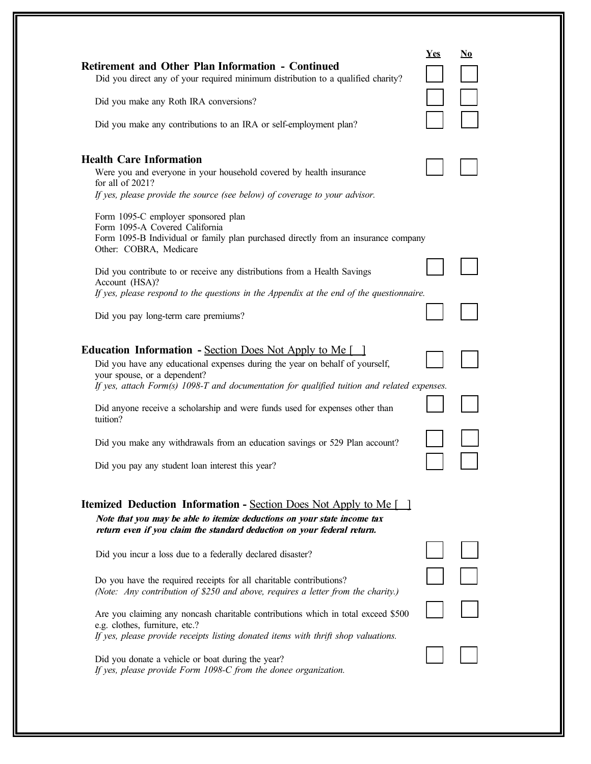| | Yes | No |
|---|---|---|
| **Retirement and Other Plan Information - Continued** | | |
| Did you direct any of your required minimum distribution to a qualified charity? | [ ] | [ ] |
| Did you make any Roth IRA conversions? | [ ] | [ ] |
| Did you make any contributions to an IRA or self-employment plan? | [ ] | [ ] |

## Health Care Information

| | Yes | No |
|---|---|---|
| Were you and everyone in your household covered by health insurance for all of 2021? *If yes, please provide the source (see below) of coverage to your advisor.* | [ ] | [ ] |

Form 1095-C employer sponsored plan
Form 1095-A Covered California
Form 1095-B Individual or family plan purchased directly from an insurance company
Other: COBRA, Medicare

| | Yes | No |
|---|---|---|
| Did you contribute to or receive any distributions from a Health Savings Account (HSA)? *If yes, please respond to the questions in the Appendix at the end of the questionnaire.* | [ ] | [ ] |
| Did you pay long-term care premiums? | [ ] | [ ] |

## Education Information - Section Does Not Apply to Me [ ]

| | Yes | No |
|---|---|---|
| Did you have any educational expenses during the year on behalf of yourself, your spouse, or a dependent? *If yes, attach Form(s) 1098-T and documentation for qualified tuition and related expenses.* | [ ] | [ ] |
| Did anyone receive a scholarship and were funds used for expenses other than tuition? | [ ] | [ ] |
| Did you make any withdrawals from an education savings or 529 Plan account? | [ ] | [ ] |
| Did you pay any student loan interest this year? | [ ] | [ ] |

## Itemized Deduction Information - Section Does Not Apply to Me [ ]

***Note that you may be able to itemize deductions on your state income tax return even if you claim the standard deduction on your federal return.***

| | Yes | No |
|---|---|---|
| Did you incur a loss due to a federally declared disaster? | [ ] | [ ] |
| Do you have the required receipts for all charitable contributions? *(Note: Any contribution of $250 and above, requires a letter from the charity.)* | [ ] | [ ] |
| Are you claiming any noncash charitable contributions which in total exceed $500 e.g. clothes, furniture, etc.? *If yes, please provide receipts listing donated items with thrift shop valuations.* | [ ] | [ ] |
| Did you donate a vehicle or boat during the year? *If yes, please provide Form 1098-C from the donee organization.* | [ ] | [ ] |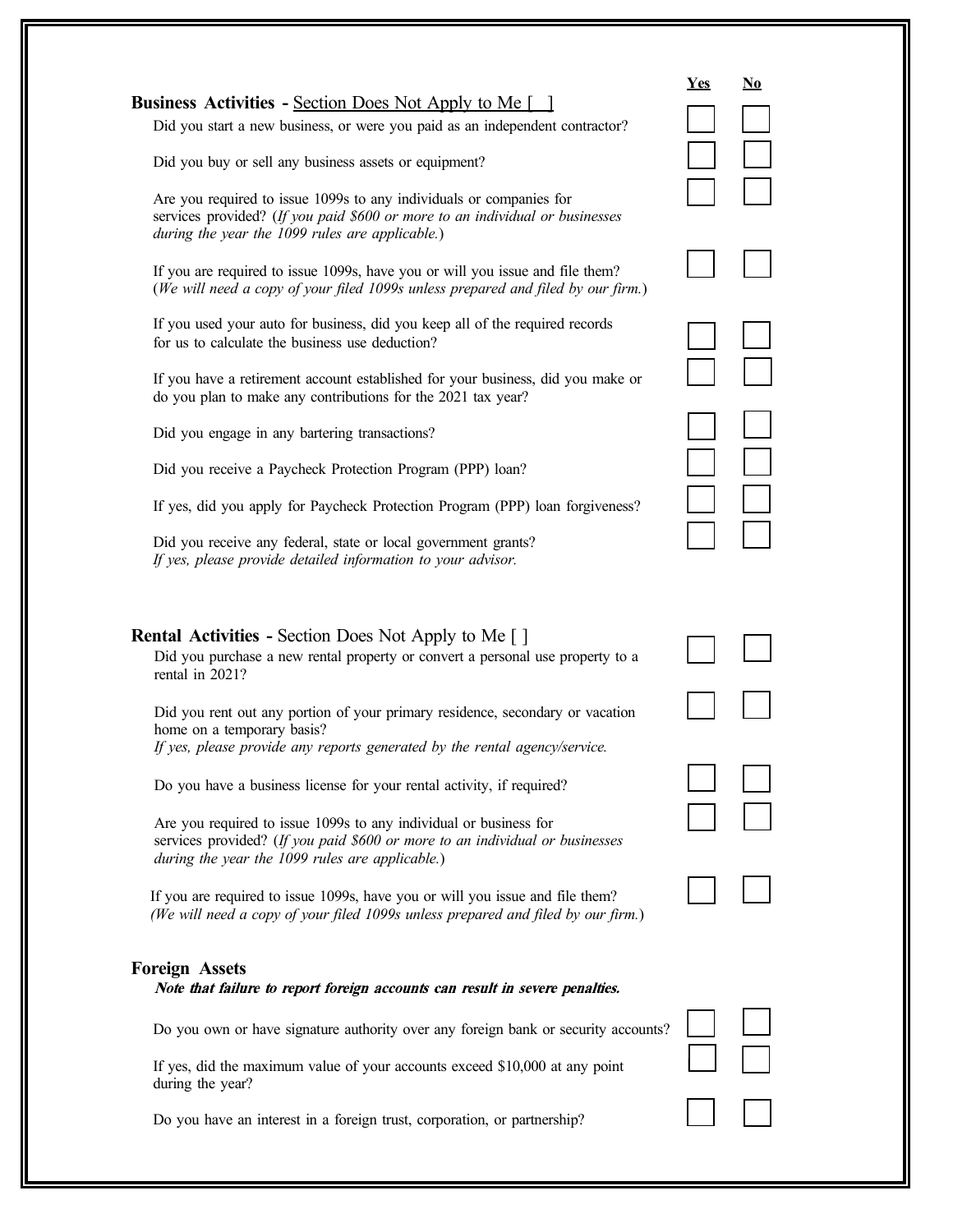| | Yes | No |
|---|---|---|
| **Business Activities -** <u>Section Does Not Apply to Me [ ]</u> | | |
| Did you start a new business, or were you paid as an independent contractor? | ☐ | ☐ |
| Did you buy or sell any business assets or equipment? | ☐ | ☐ |
| Are you required to issue 1099s to any individuals or companies for services provided? (*If you paid $600 or more to an individual or businesses during the year the 1099 rules are applicable.*) | ☐ | ☐ |
| If you are required to issue 1099s, have you or will you issue and file them? (*We will need a copy of your filed 1099s unless prepared and filed by our firm.*) | ☐ | ☐ |
| If you used your auto for business, did you keep all of the required records for us to calculate the business use deduction? | ☐ | ☐ |
| If you have a retirement account established for your business, did you make or do you plan to make any contributions for the 2021 tax year? | ☐ | ☐ |
| Did you engage in any bartering transactions? | ☐ | ☐ |
| Did you receive a Paycheck Protection Program (PPP) loan? | ☐ | ☐ |
| If yes, did you apply for Paycheck Protection Program (PPP) loan forgiveness? | ☐ | ☐ |
| Did you receive any federal, state or local government grants? *If yes, please provide detailed information to your advisor.* | ☐ | ☐ |
| **Rental Activities -** Section Does Not Apply to Me [ ] | | |
| Did you purchase a new rental property or convert a personal use property to a rental in 2021? | ☐ | ☐ |
| Did you rent out any portion of your primary residence, secondary or vacation home on a temporary basis? *If yes, please provide any reports generated by the rental agency/service.* | ☐ | ☐ |
| Do you have a business license for your rental activity, if required? | ☐ | ☐ |
| Are you required to issue 1099s to any individual or business for services provided? (*If you paid $600 or more to an individual or businesses during the year the 1099 rules are applicable.*) | ☐ | ☐ |
| If you are required to issue 1099s, have you or will you issue and file them? (*We will need a copy of your filed 1099s unless prepared and filed by our firm.*) | ☐ | ☐ |
| **Foreign Assets** | | |
| ***Note that failure to report foreign accounts can result in severe penalties.*** | | |
| Do you own or have signature authority over any foreign bank or security accounts? | ☐ | ☐ |
| If yes, did the maximum value of your accounts exceed $10,000 at any point during the year? | ☐ | ☐ |
| Do you have an interest in a foreign trust, corporation, or partnership? | ☐ | ☐ |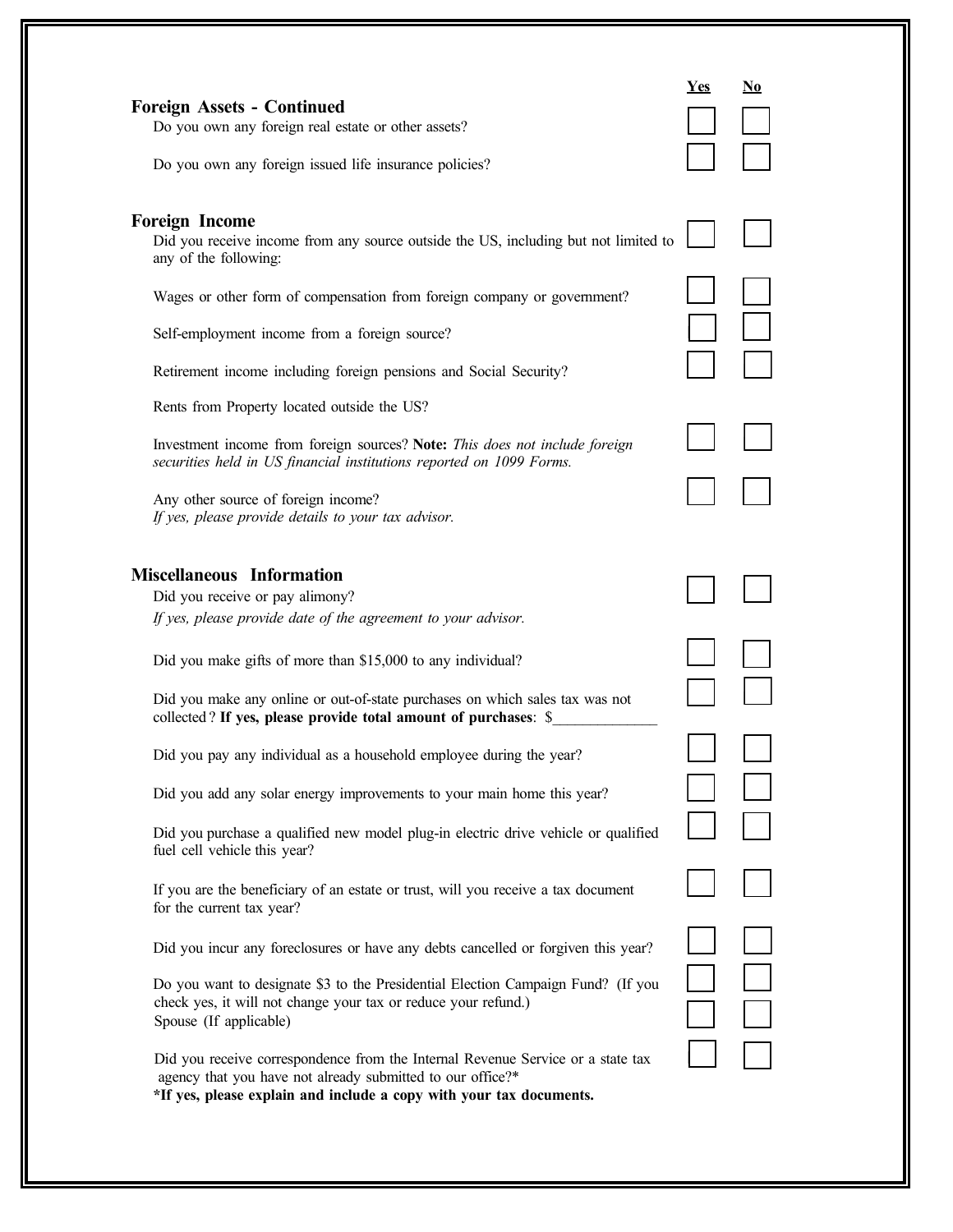| | Yes | No |
|---|---|---|
| **Foreign Assets - Continued** | | |
| Do you own any foreign real estate or other assets? | ☐ | ☐ |
| Do you own any foreign issued life insurance policies? | ☐ | ☐ |
| **Foreign Income** | | |
| Did you receive income from any source outside the US, including but not limited to any of the following: | ☐ | ☐ |
| Wages or other form of compensation from foreign company or government? | ☐ | ☐ |
| Self-employment income from a foreign source? | ☐ | ☐ |
| Retirement income including foreign pensions and Social Security? | ☐ | ☐ |
| Rents from Property located outside the US? | | |
| Investment income from foreign sources? **Note:** *This does not include foreign securities held in US financial institutions reported on 1099 Forms.* | ☐ | ☐ |
| Any other source of foreign income? *If yes, please provide details to your tax advisor.* | ☐ | ☐ |
| **Miscellaneous Information** | | |
| Did you receive or pay alimony? *If yes, please provide date of the agreement to your advisor.* | ☐ | ☐ |
| Did you make gifts of more than $15,000 to any individual? | ☐ | ☐ |
| Did you make any online or out-of-state purchases on which sales tax was not collected? **If yes, please provide total amount of purchases**: $______________ | ☐ | ☐ |
| Did you pay any individual as a household employee during the year? | ☐ | ☐ |
| Did you add any solar energy improvements to your main home this year? | ☐ | ☐ |
| Did you purchase a qualified new model plug-in electric drive vehicle or qualified fuel cell vehicle this year? | ☐ | ☐ |
| If you are the beneficiary of an estate or trust, will you receive a tax document for the current tax year? | ☐ | ☐ |
| Did you incur any foreclosures or have any debts cancelled or forgiven this year? | ☐ | ☐ |
| Do you want to designate $3 to the Presidential Election Campaign Fund? (If you check yes, it will not change your tax or reduce your refund.) | ☐ | ☐ |
| Spouse (If applicable) | ☐ | ☐ |
| Did you receive correspondence from the Internal Revenue Service or a state tax agency that you have not already submitted to our office?* | ☐ | ☐ |

***If yes, please explain and include a copy with your tax documents.**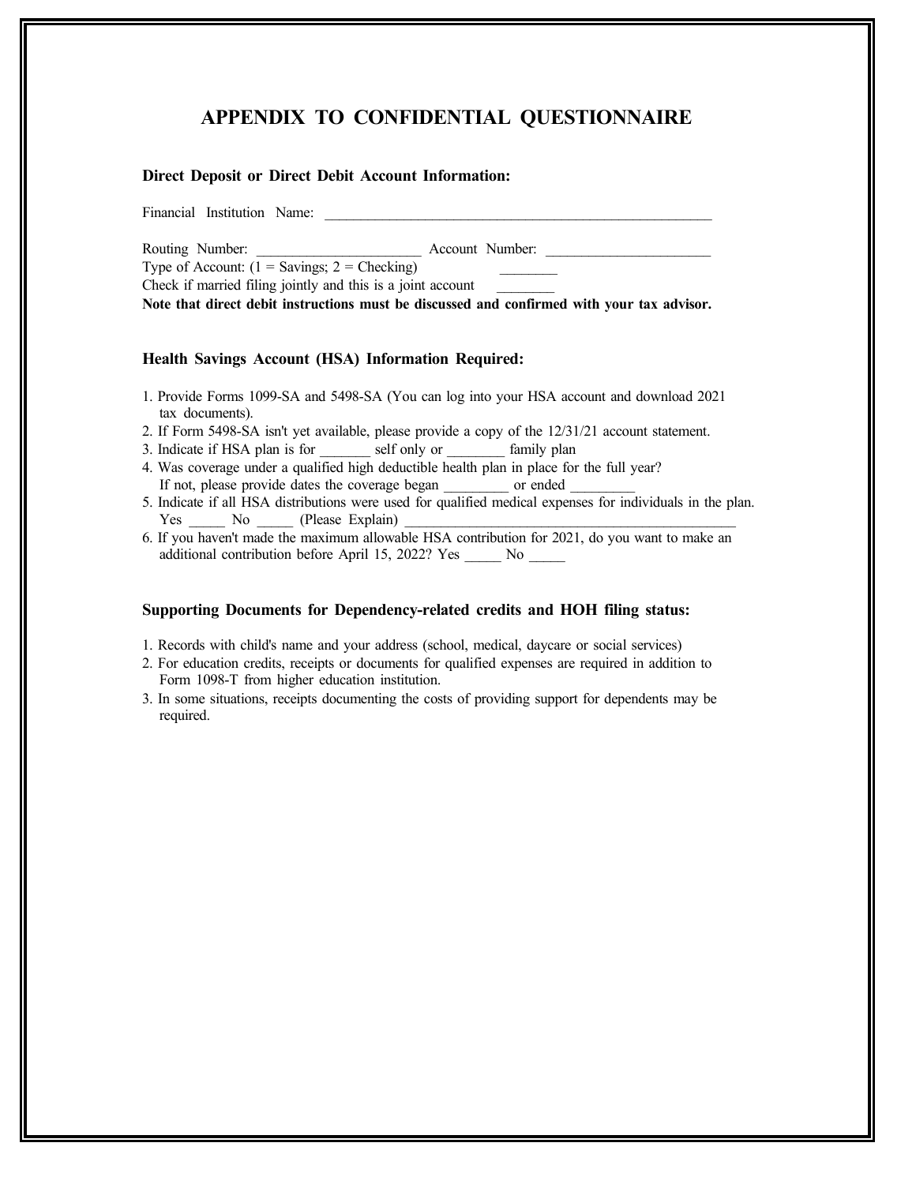# APPENDIX TO CONFIDENTIAL QUESTIONNAIRE

**Direct Deposit or Direct Debit Account Information:**

Financial Institution Name: _______________________________________________________

Routing Number: _______________________ Account Number: _______________________

Type of Account: (1 = Savings; 2 = Checking) ________

Check if married filing jointly and this is a joint account ________

**Note that direct debit instructions must be discussed and confirmed with your tax advisor.**

**Health Savings Account (HSA) Information Required:**

1. Provide Forms 1099-SA and 5498-SA (You can log into your HSA account and download 2021 tax documents).
2. If Form 5498-SA isn't yet available, please provide a copy of the 12/31/21 account statement.
3. Indicate if HSA plan is for _______ self only or ________ family plan
4. Was coverage under a qualified high deductible health plan in place for the full year? If not, please provide dates the coverage began _________ or ended _________
5. Indicate if all HSA distributions were used for qualified medical expenses for individuals in the plan. Yes _____ No _____ (Please Explain) _______________________________________________
6. If you haven't made the maximum allowable HSA contribution for 2021, do you want to make an additional contribution before April 15, 2022? Yes _____ No _____

**Supporting Documents for Dependency-related credits and HOH filing status:**

1. Records with child's name and your address (school, medical, daycare or social services)
2. For education credits, receipts or documents for qualified expenses are required in addition to Form 1098-T from higher education institution.
3. In some situations, receipts documenting the costs of providing support for dependents may be required.